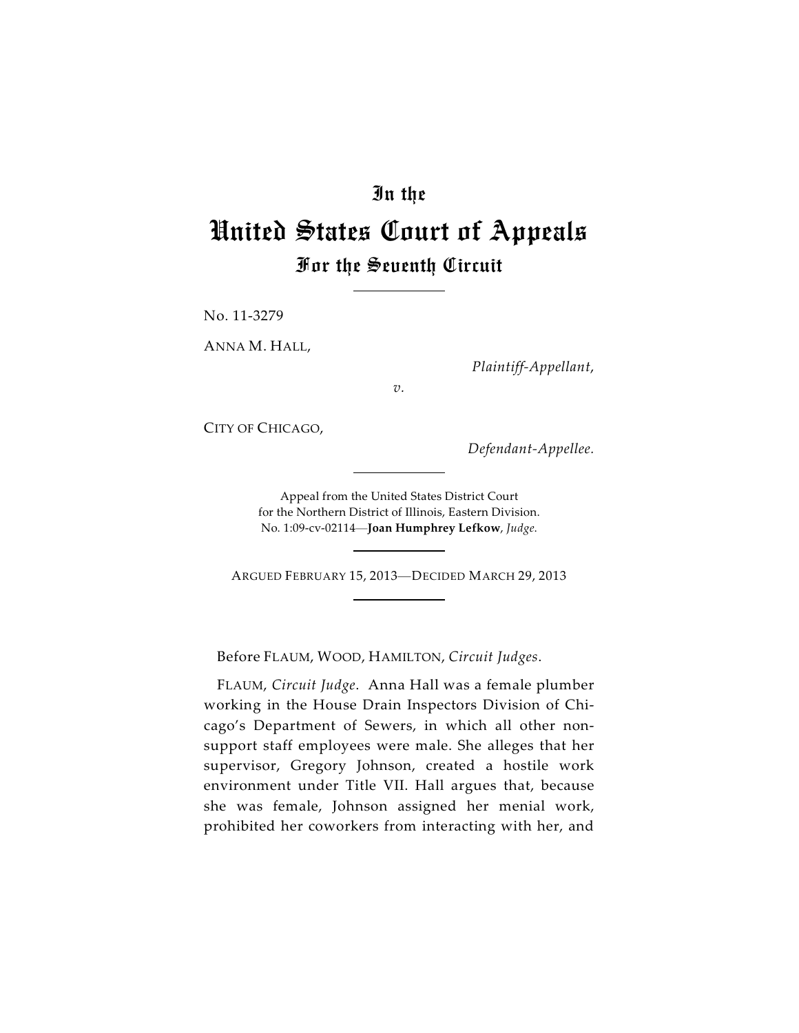# In the

# United States Court of Appeals

## For the Seventh Circuit

No. 11-3279

ANNA M. HALL,

*Plaintiff-Appellant,*

*v.*

CITY OF CHICAGO,

*Defendant-Appellee.*

Appeal from the United States District Court
for the Northern District of Illinois, Eastern Division.
No. 1:09-cv-02114—**Joan Humphrey Lefkow**, *Judge.*

ARGUED FEBRUARY 15, 2013—DECIDED MARCH 29, 2013

Before FLAUM, WOOD, HAMILTON, *Circuit Judges*.

FLAUM, *Circuit Judge*. Anna Hall was a female plumber working in the House Drain Inspectors Division of Chicago's Department of Sewers, in which all other non-support staff employees were male. She alleges that her supervisor, Gregory Johnson, created a hostile work environment under Title VII. Hall argues that, because she was female, Johnson assigned her menial work, prohibited her coworkers from interacting with her, and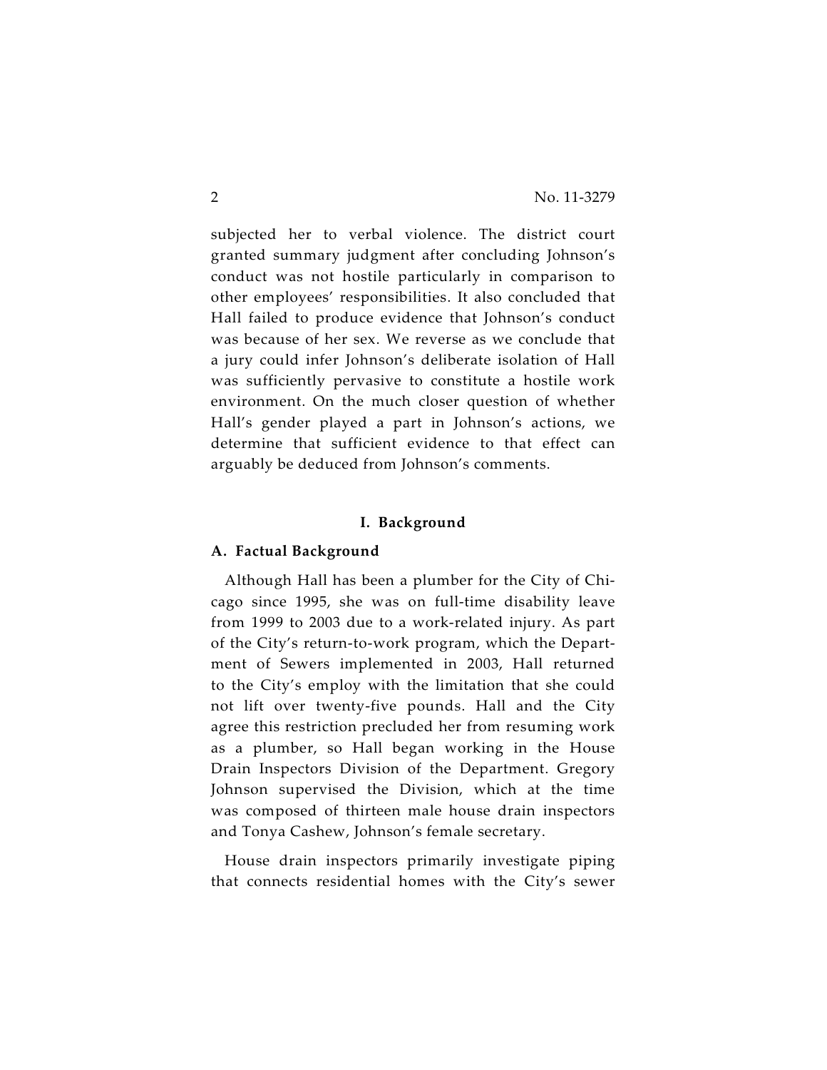subjected her to verbal violence. The district court granted summary judgment after concluding Johnson's conduct was not hostile particularly in comparison to other employees' responsibilities. It also concluded that Hall failed to produce evidence that Johnson's conduct was because of her sex. We reverse as we conclude that a jury could infer Johnson's deliberate isolation of Hall was sufficiently pervasive to constitute a hostile work environment. On the much closer question of whether Hall's gender played a part in Johnson's actions, we determine that sufficient evidence to that effect can arguably be deduced from Johnson's comments.

## I. Background

### A. Factual Background

Although Hall has been a plumber for the City of Chicago since 1995, she was on full-time disability leave from 1999 to 2003 due to a work-related injury. As part of the City's return-to-work program, which the Department of Sewers implemented in 2003, Hall returned to the City's employ with the limitation that she could not lift over twenty-five pounds. Hall and the City agree this restriction precluded her from resuming work as a plumber, so Hall began working in the House Drain Inspectors Division of the Department. Gregory Johnson supervised the Division, which at the time was composed of thirteen male house drain inspectors and Tonya Cashew, Johnson's female secretary.

House drain inspectors primarily investigate piping that connects residential homes with the City's sewer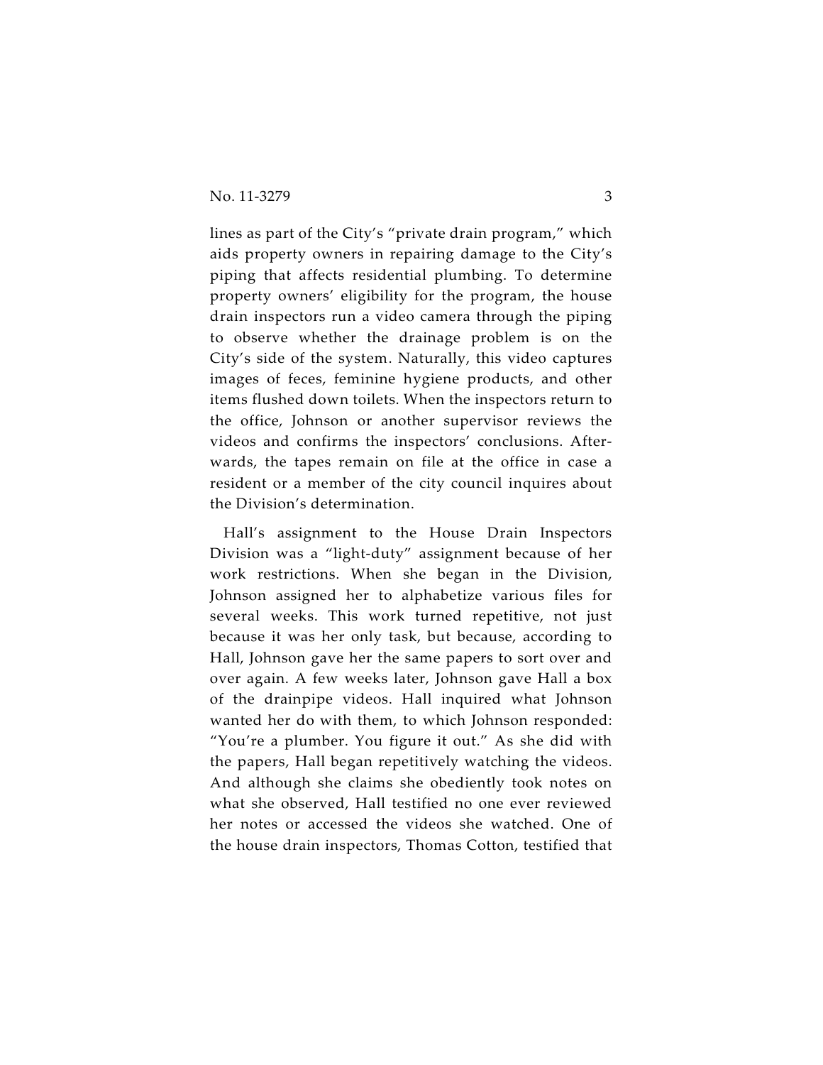lines as part of the City's "private drain program," which aids property owners in repairing damage to the City's piping that affects residential plumbing. To determine property owners' eligibility for the program, the house drain inspectors run a video camera through the piping to observe whether the drainage problem is on the City's side of the system. Naturally, this video captures images of feces, feminine hygiene products, and other items flushed down toilets. When the inspectors return to the office, Johnson or another supervisor reviews the videos and confirms the inspectors' conclusions. Afterwards, the tapes remain on file at the office in case a resident or a member of the city council inquires about the Division's determination.

Hall's assignment to the House Drain Inspectors Division was a "light-duty" assignment because of her work restrictions. When she began in the Division, Johnson assigned her to alphabetize various files for several weeks. This work turned repetitive, not just because it was her only task, but because, according to Hall, Johnson gave her the same papers to sort over and over again. A few weeks later, Johnson gave Hall a box of the drainpipe videos. Hall inquired what Johnson wanted her do with them, to which Johnson responded: "You're a plumber. You figure it out." As she did with the papers, Hall began repetitively watching the videos. And although she claims she obediently took notes on what she observed, Hall testified no one ever reviewed her notes or accessed the videos she watched. One of the house drain inspectors, Thomas Cotton, testified that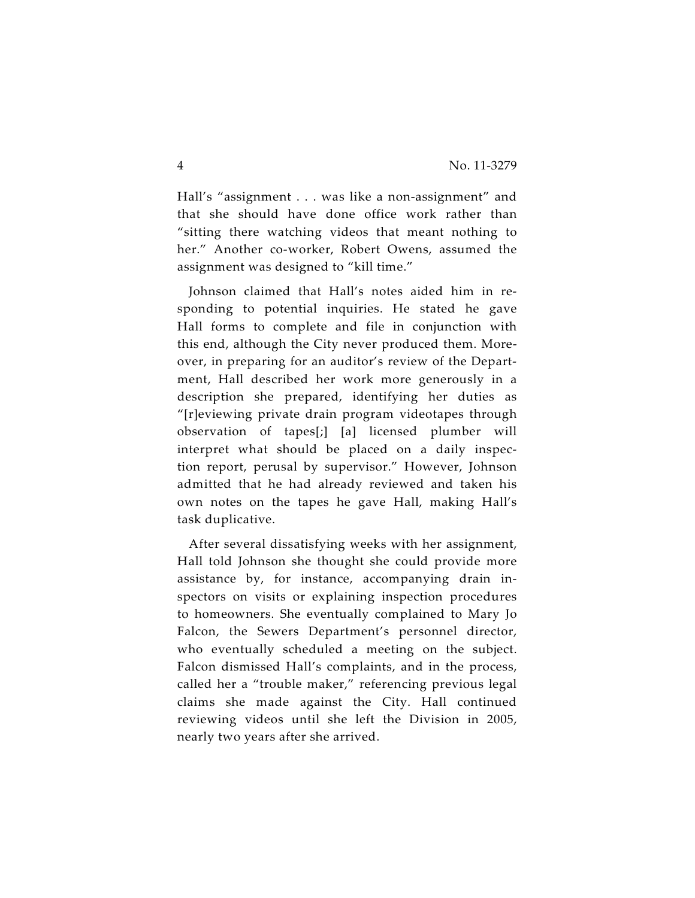Hall's "assignment . . . was like a non-assignment" and that she should have done office work rather than "sitting there watching videos that meant nothing to her." Another co-worker, Robert Owens, assumed the assignment was designed to "kill time."

Johnson claimed that Hall's notes aided him in responding to potential inquiries. He stated he gave Hall forms to complete and file in conjunction with this end, although the City never produced them. Moreover, in preparing for an auditor's review of the Department, Hall described her work more generously in a description she prepared, identifying her duties as "[r]eviewing private drain program videotapes through observation of tapes[;] [a] licensed plumber will interpret what should be placed on a daily inspection report, perusal by supervisor." However, Johnson admitted that he had already reviewed and taken his own notes on the tapes he gave Hall, making Hall's task duplicative.

After several dissatisfying weeks with her assignment, Hall told Johnson she thought she could provide more assistance by, for instance, accompanying drain inspectors on visits or explaining inspection procedures to homeowners. She eventually complained to Mary Jo Falcon, the Sewers Department's personnel director, who eventually scheduled a meeting on the subject. Falcon dismissed Hall's complaints, and in the process, called her a "trouble maker," referencing previous legal claims she made against the City. Hall continued reviewing videos until she left the Division in 2005, nearly two years after she arrived.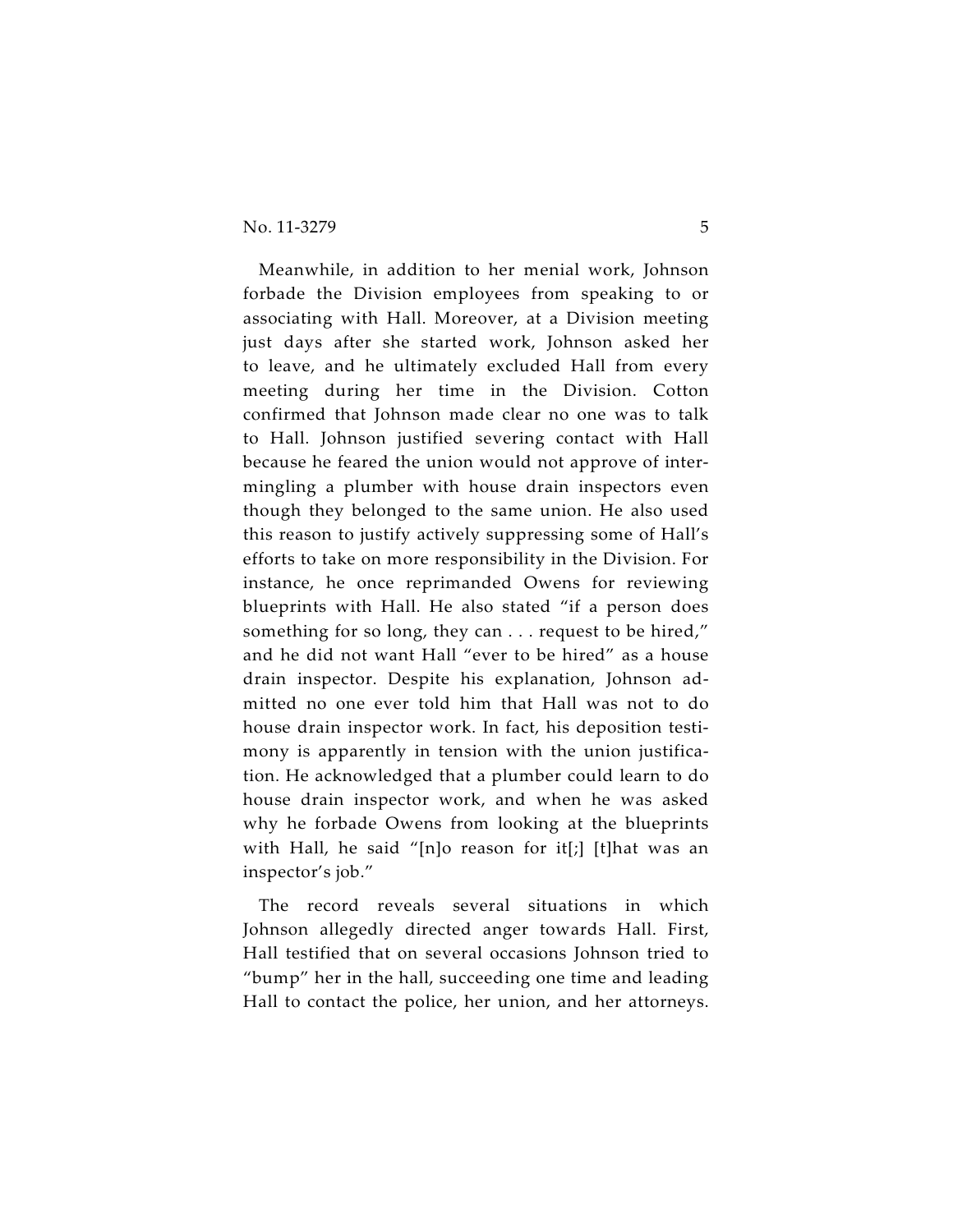Meanwhile, in addition to her menial work, Johnson forbade the Division employees from speaking to or associating with Hall. Moreover, at a Division meeting just days after she started work, Johnson asked her to leave, and he ultimately excluded Hall from every meeting during her time in the Division. Cotton confirmed that Johnson made clear no one was to talk to Hall. Johnson justified severing contact with Hall because he feared the union would not approve of intermingling a plumber with house drain inspectors even though they belonged to the same union. He also used this reason to justify actively suppressing some of Hall's efforts to take on more responsibility in the Division. For instance, he once reprimanded Owens for reviewing blueprints with Hall. He also stated "if a person does something for so long, they can . . . request to be hired," and he did not want Hall "ever to be hired" as a house drain inspector. Despite his explanation, Johnson admitted no one ever told him that Hall was not to do house drain inspector work. In fact, his deposition testimony is apparently in tension with the union justification. He acknowledged that a plumber could learn to do house drain inspector work, and when he was asked why he forbade Owens from looking at the blueprints with Hall, he said "[n]o reason for it[;] [t]hat was an inspector's job."

The record reveals several situations in which Johnson allegedly directed anger towards Hall. First, Hall testified that on several occasions Johnson tried to "bump" her in the hall, succeeding one time and leading Hall to contact the police, her union, and her attorneys.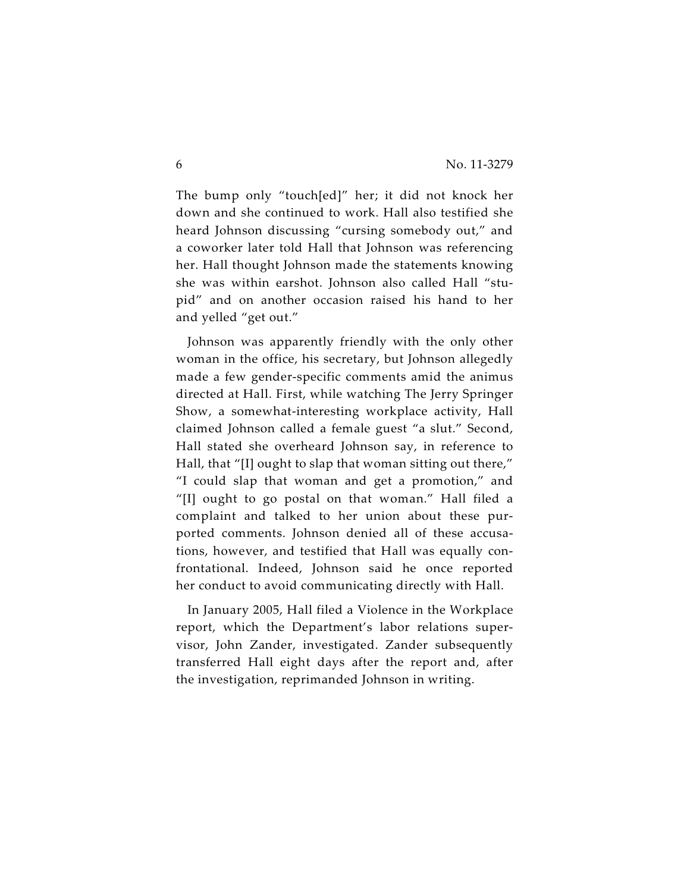The bump only "touch[ed]" her; it did not knock her down and she continued to work. Hall also testified she heard Johnson discussing "cursing somebody out," and a coworker later told Hall that Johnson was referencing her. Hall thought Johnson made the statements knowing she was within earshot. Johnson also called Hall "stupid" and on another occasion raised his hand to her and yelled "get out."

Johnson was apparently friendly with the only other woman in the office, his secretary, but Johnson allegedly made a few gender-specific comments amid the animus directed at Hall. First, while watching The Jerry Springer Show, a somewhat-interesting workplace activity, Hall claimed Johnson called a female guest "a slut." Second, Hall stated she overheard Johnson say, in reference to Hall, that "[I] ought to slap that woman sitting out there," "I could slap that woman and get a promotion," and "[I] ought to go postal on that woman." Hall filed a complaint and talked to her union about these purported comments. Johnson denied all of these accusations, however, and testified that Hall was equally confrontational. Indeed, Johnson said he once reported her conduct to avoid communicating directly with Hall.

In January 2005, Hall filed a Violence in the Workplace report, which the Department's labor relations supervisor, John Zander, investigated. Zander subsequently transferred Hall eight days after the report and, after the investigation, reprimanded Johnson in writing.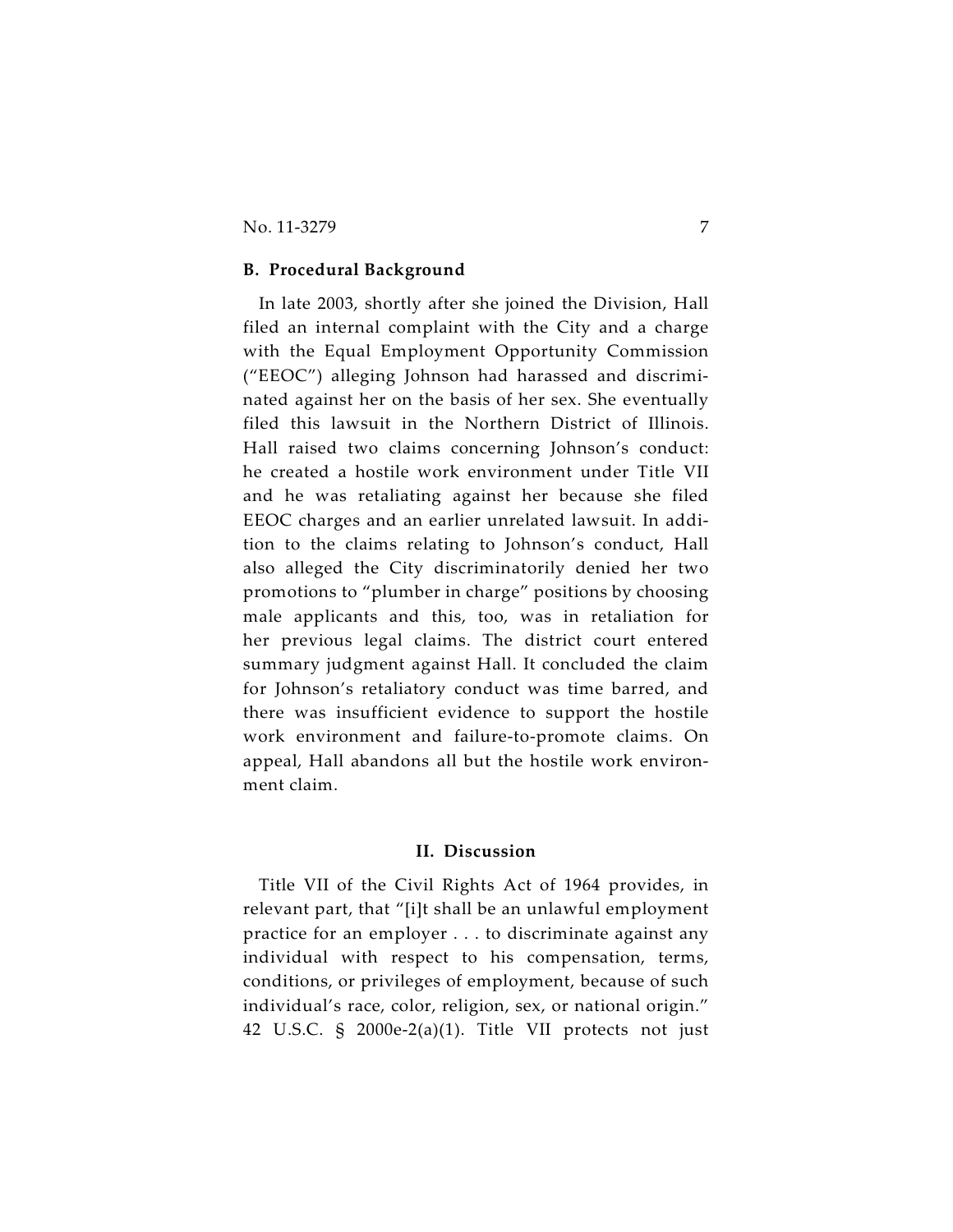### B. Procedural Background

In late 2003, shortly after she joined the Division, Hall filed an internal complaint with the City and a charge with the Equal Employment Opportunity Commission ("EEOC") alleging Johnson had harassed and discriminated against her on the basis of her sex. She eventually filed this lawsuit in the Northern District of Illinois. Hall raised two claims concerning Johnson's conduct: he created a hostile work environment under Title VII and he was retaliating against her because she filed EEOC charges and an earlier unrelated lawsuit. In addition to the claims relating to Johnson's conduct, Hall also alleged the City discriminatorily denied her two promotions to "plumber in charge" positions by choosing male applicants and this, too, was in retaliation for her previous legal claims. The district court entered summary judgment against Hall. It concluded the claim for Johnson's retaliatory conduct was time barred, and there was insufficient evidence to support the hostile work environment and failure-to-promote claims. On appeal, Hall abandons all but the hostile work environment claim.

## II. Discussion

Title VII of the Civil Rights Act of 1964 provides, in relevant part, that "[i]t shall be an unlawful employment practice for an employer . . . to discriminate against any individual with respect to his compensation, terms, conditions, or privileges of employment, because of such individual's race, color, religion, sex, or national origin." 42 U.S.C. § 2000e-2(a)(1). Title VII protects not just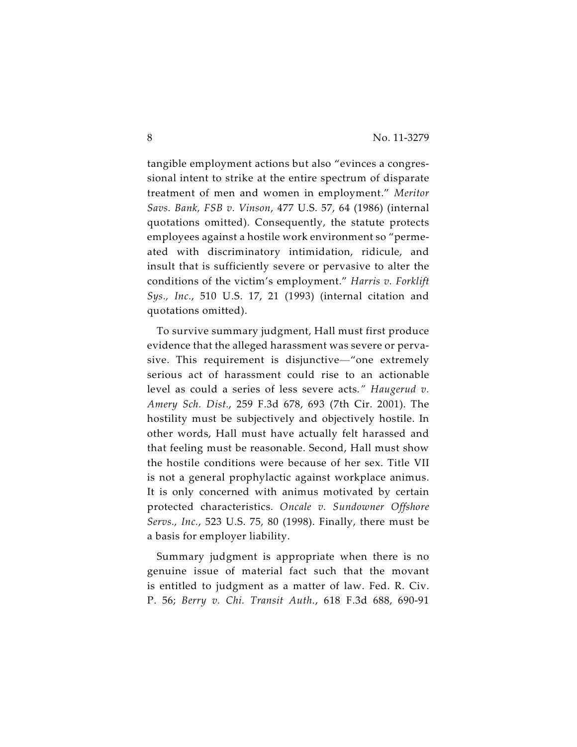tangible employment actions but also "evinces a congressional intent to strike at the entire spectrum of disparate treatment of men and women in employment." *Meritor Savs. Bank, FSB v. Vinson*, 477 U.S. 57, 64 (1986) (internal quotations omitted). Consequently, the statute protects employees against a hostile work environment so "permeated with discriminatory intimidation, ridicule, and insult that is sufficiently severe or pervasive to alter the conditions of the victim's employment." *Harris v. Forklift Sys., Inc.*, 510 U.S. 17, 21 (1993) (internal citation and quotations omitted).

To survive summary judgment, Hall must first produce evidence that the alleged harassment was severe or pervasive. This requirement is disjunctive—"one extremely serious act of harassment could rise to an actionable level as could a series of less severe acts." *Haugerud v. Amery Sch. Dist.*, 259 F.3d 678, 693 (7th Cir. 2001). The hostility must be subjectively and objectively hostile. In other words, Hall must have actually felt harassed and that feeling must be reasonable. Second, Hall must show the hostile conditions were because of her sex. Title VII is not a general prophylactic against workplace animus. It is only concerned with animus motivated by certain protected characteristics. *Oncale v. Sundowner Offshore Servs., Inc.*, 523 U.S. 75, 80 (1998). Finally, there must be a basis for employer liability.

Summary judgment is appropriate when there is no genuine issue of material fact such that the movant is entitled to judgment as a matter of law. Fed. R. Civ. P. 56; *Berry v. Chi. Transit Auth.*, 618 F.3d 688, 690-91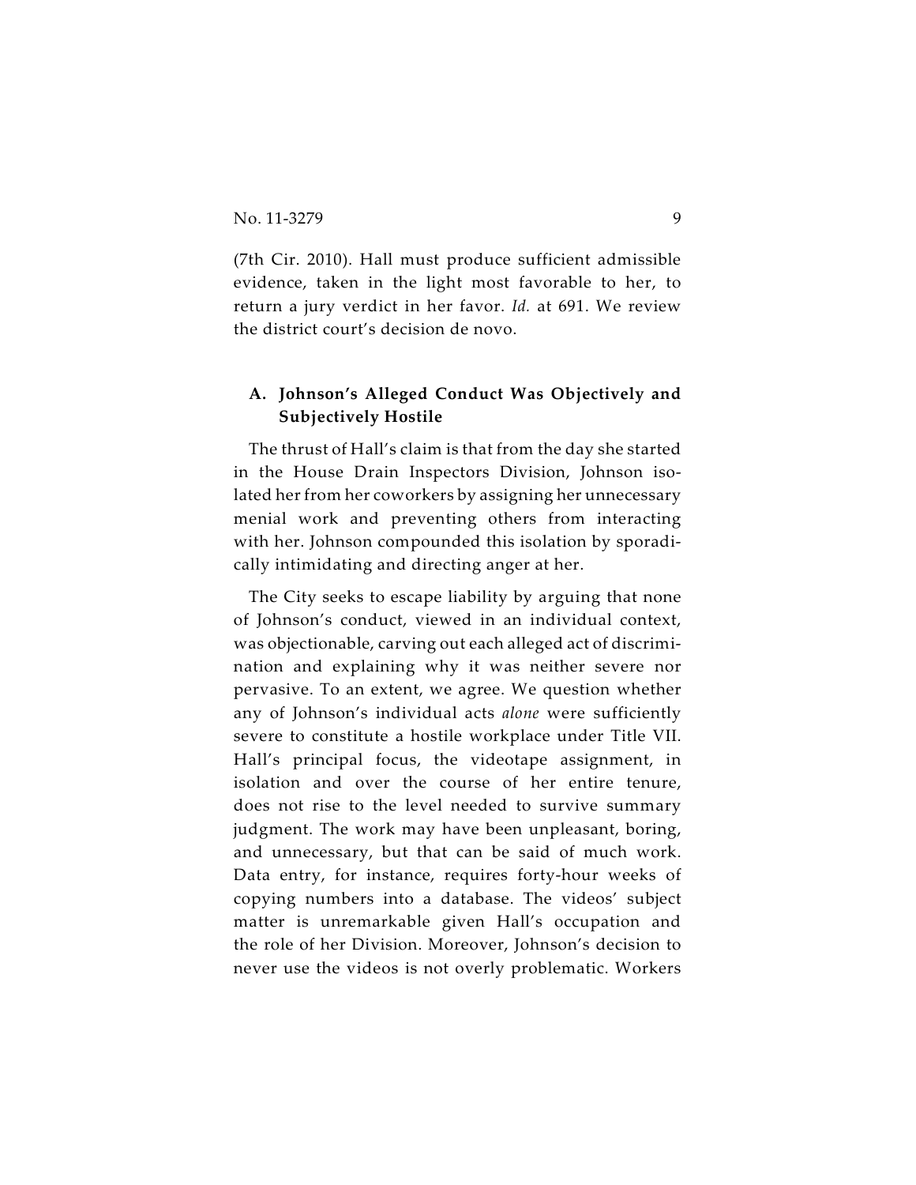(7th Cir. 2010). Hall must produce sufficient admissible evidence, taken in the light most favorable to her, to return a jury verdict in her favor. *Id.* at 691. We review the district court's decision de novo.

### A. Johnson's Alleged Conduct Was Objectively and Subjectively Hostile

The thrust of Hall's claim is that from the day she started in the House Drain Inspectors Division, Johnson isolated her from her coworkers by assigning her unnecessary menial work and preventing others from interacting with her. Johnson compounded this isolation by sporadically intimidating and directing anger at her.

The City seeks to escape liability by arguing that none of Johnson's conduct, viewed in an individual context, was objectionable, carving out each alleged act of discrimination and explaining why it was neither severe nor pervasive. To an extent, we agree. We question whether any of Johnson's individual acts *alone* were sufficiently severe to constitute a hostile workplace under Title VII. Hall's principal focus, the videotape assignment, in isolation and over the course of her entire tenure, does not rise to the level needed to survive summary judgment. The work may have been unpleasant, boring, and unnecessary, but that can be said of much work. Data entry, for instance, requires forty-hour weeks of copying numbers into a database. The videos' subject matter is unremarkable given Hall's occupation and the role of her Division. Moreover, Johnson's decision to never use the videos is not overly problematic. Workers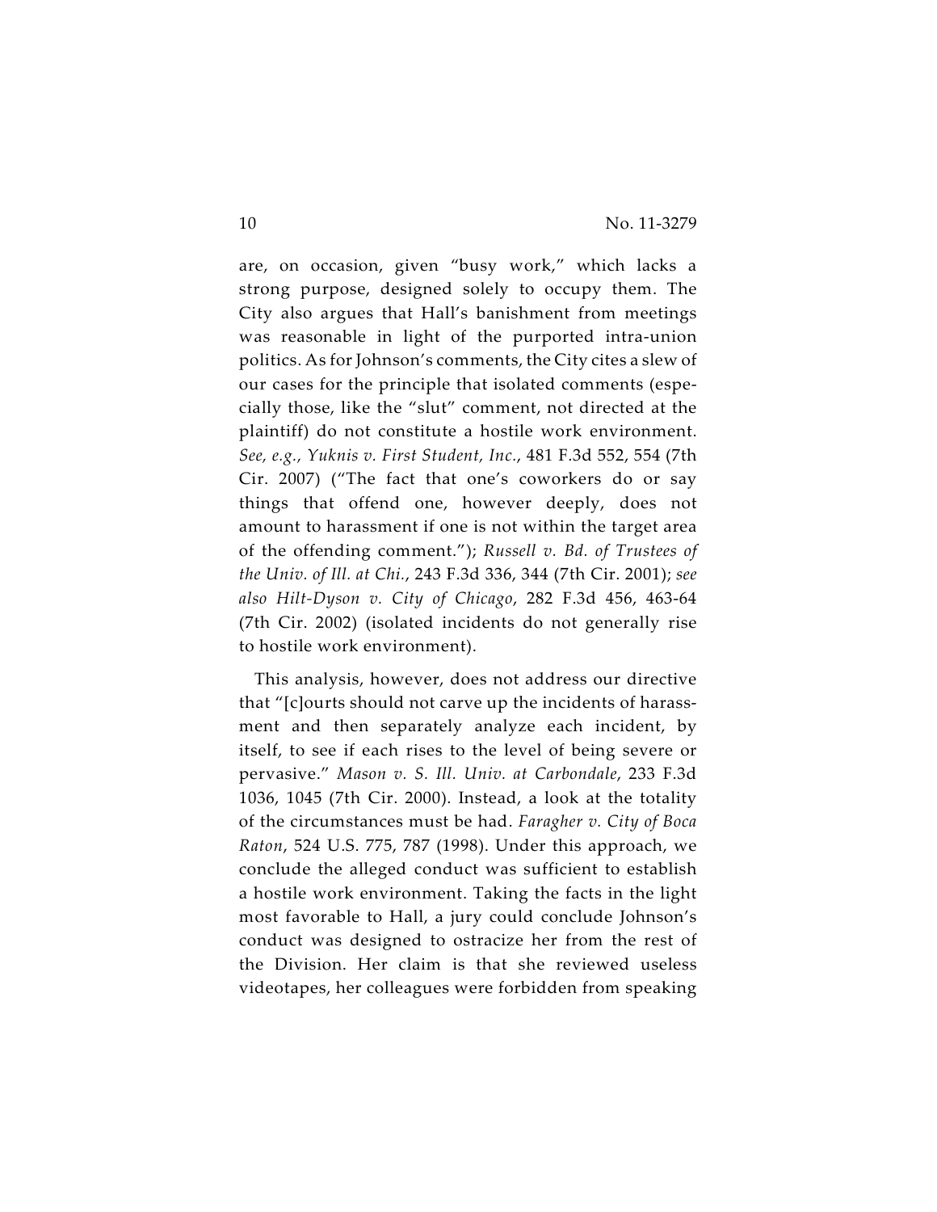are, on occasion, given "busy work," which lacks a strong purpose, designed solely to occupy them. The City also argues that Hall's banishment from meetings was reasonable in light of the purported intra-union politics. As for Johnson's comments, the City cites a slew of our cases for the principle that isolated comments (especially those, like the "slut" comment, not directed at the plaintiff) do not constitute a hostile work environment. *See, e.g., Yuknis v. First Student, Inc.*, 481 F.3d 552, 554 (7th Cir. 2007) ("The fact that one's coworkers do or say things that offend one, however deeply, does not amount to harassment if one is not within the target area of the offending comment."); *Russell v. Bd. of Trustees of the Univ. of Ill. at Chi.*, 243 F.3d 336, 344 (7th Cir. 2001); *see also Hilt-Dyson v. City of Chicago*, 282 F.3d 456, 463-64 (7th Cir. 2002) (isolated incidents do not generally rise to hostile work environment).

This analysis, however, does not address our directive that "[c]ourts should not carve up the incidents of harassment and then separately analyze each incident, by itself, to see if each rises to the level of being severe or pervasive." *Mason v. S. Ill. Univ. at Carbondale*, 233 F.3d 1036, 1045 (7th Cir. 2000). Instead, a look at the totality of the circumstances must be had. *Faragher v. City of Boca Raton*, 524 U.S. 775, 787 (1998). Under this approach, we conclude the alleged conduct was sufficient to establish a hostile work environment. Taking the facts in the light most favorable to Hall, a jury could conclude Johnson's conduct was designed to ostracize her from the rest of the Division. Her claim is that she reviewed useless videotapes, her colleagues were forbidden from speaking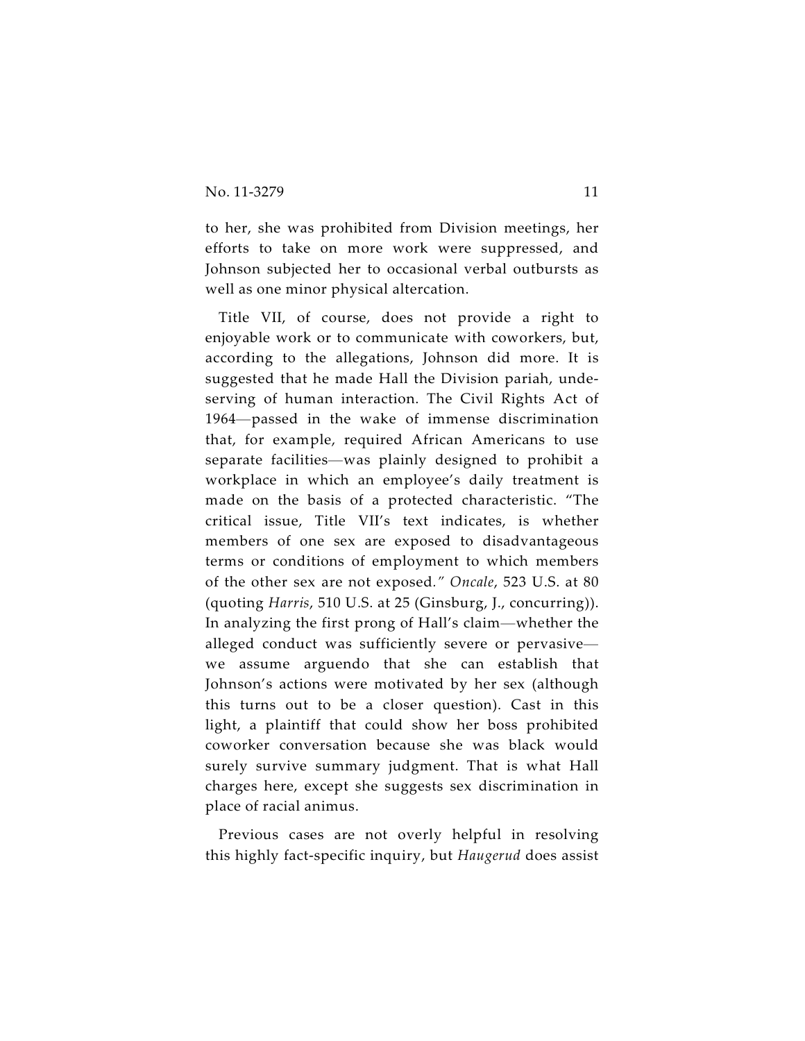to her, she was prohibited from Division meetings, her efforts to take on more work were suppressed, and Johnson subjected her to occasional verbal outbursts as well as one minor physical altercation.

Title VII, of course, does not provide a right to enjoyable work or to communicate with coworkers, but, according to the allegations, Johnson did more. It is suggested that he made Hall the Division pariah, undeserving of human interaction. The Civil Rights Act of 1964—passed in the wake of immense discrimination that, for example, required African Americans to use separate facilities—was plainly designed to prohibit a workplace in which an employee's daily treatment is made on the basis of a protected characteristic. "The critical issue, Title VII's text indicates, is whether members of one sex are exposed to disadvantageous terms or conditions of employment to which members of the other sex are not exposed." *Oncale*, 523 U.S. at 80 (quoting *Harris*, 510 U.S. at 25 (Ginsburg, J., concurring)). In analyzing the first prong of Hall's claim—whether the alleged conduct was sufficiently severe or pervasive—we assume arguendo that she can establish that Johnson's actions were motivated by her sex (although this turns out to be a closer question). Cast in this light, a plaintiff that could show her boss prohibited coworker conversation because she was black would surely survive summary judgment. That is what Hall charges here, except she suggests sex discrimination in place of racial animus.

Previous cases are not overly helpful in resolving this highly fact-specific inquiry, but *Haugerud* does assist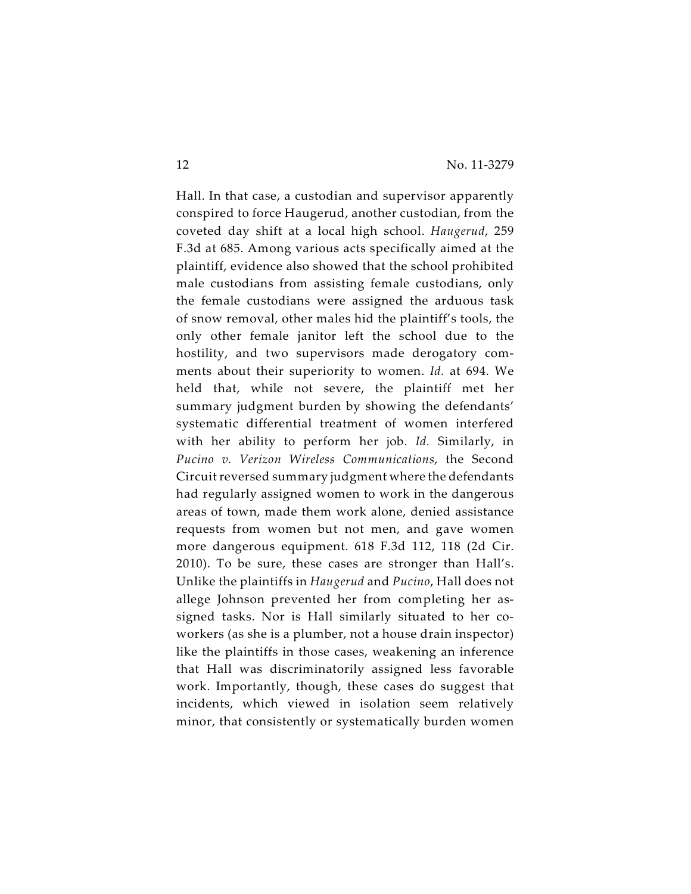Hall. In that case, a custodian and supervisor apparently conspired to force Haugerud, another custodian, from the coveted day shift at a local high school. *Haugerud*, 259 F.3d at 685. Among various acts specifically aimed at the plaintiff, evidence also showed that the school prohibited male custodians from assisting female custodians, only the female custodians were assigned the arduous task of snow removal, other males hid the plaintiff's tools, the only other female janitor left the school due to the hostility, and two supervisors made derogatory comments about their superiority to women. *Id.* at 694. We held that, while not severe, the plaintiff met her summary judgment burden by showing the defendants' systematic differential treatment of women interfered with her ability to perform her job. *Id.* Similarly, in *Pucino v. Verizon Wireless Communications*, the Second Circuit reversed summary judgment where the defendants had regularly assigned women to work in the dangerous areas of town, made them work alone, denied assistance requests from women but not men, and gave women more dangerous equipment. 618 F.3d 112, 118 (2d Cir. 2010). To be sure, these cases are stronger than Hall's. Unlike the plaintiffs in *Haugerud* and *Pucino*, Hall does not allege Johnson prevented her from completing her assigned tasks. Nor is Hall similarly situated to her co-workers (as she is a plumber, not a house drain inspector) like the plaintiffs in those cases, weakening an inference that Hall was discriminatorily assigned less favorable work. Importantly, though, these cases do suggest that incidents, which viewed in isolation seem relatively minor, that consistently or systematically burden women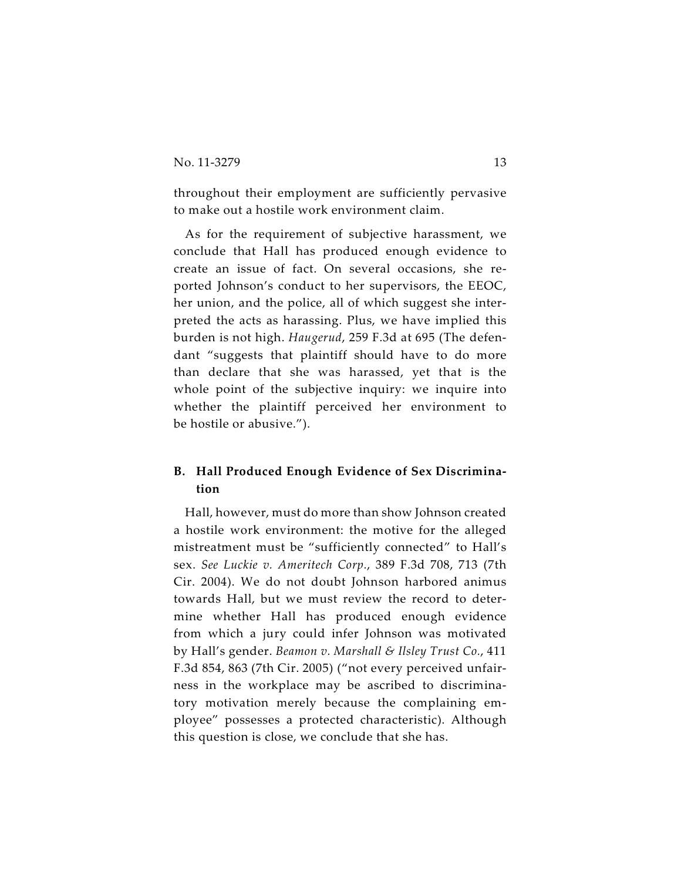throughout their employment are sufficiently pervasive to make out a hostile work environment claim.

As for the requirement of subjective harassment, we conclude that Hall has produced enough evidence to create an issue of fact. On several occasions, she reported Johnson's conduct to her supervisors, the EEOC, her union, and the police, all of which suggest she interpreted the acts as harassing. Plus, we have implied this burden is not high. *Haugerud*, 259 F.3d at 695 (The defendant "suggests that plaintiff should have to do more than declare that she was harassed, yet that is the whole point of the subjective inquiry: we inquire into whether the plaintiff perceived her environment to be hostile or abusive.").

### B. Hall Produced Enough Evidence of Sex Discrimination

Hall, however, must do more than show Johnson created a hostile work environment: the motive for the alleged mistreatment must be "sufficiently connected" to Hall's sex. *See Luckie v. Ameritech Corp.*, 389 F.3d 708, 713 (7th Cir. 2004). We do not doubt Johnson harbored animus towards Hall, but we must review the record to determine whether Hall has produced enough evidence from which a jury could infer Johnson was motivated by Hall's gender. *Beamon v. Marshall & Ilsley Trust Co.*, 411 F.3d 854, 863 (7th Cir. 2005) ("not every perceived unfairness in the workplace may be ascribed to discriminatory motivation merely because the complaining employee" possesses a protected characteristic). Although this question is close, we conclude that she has.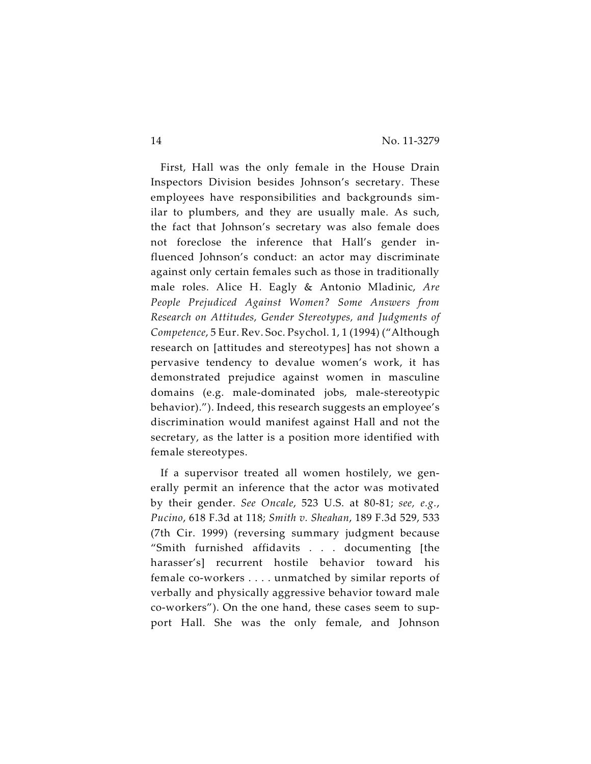First, Hall was the only female in the House Drain Inspectors Division besides Johnson's secretary. These employees have responsibilities and backgrounds similar to plumbers, and they are usually male. As such, the fact that Johnson's secretary was also female does not foreclose the inference that Hall's gender influenced Johnson's conduct: an actor may discriminate against only certain females such as those in traditionally male roles. Alice H. Eagly & Antonio Mladinic, *Are People Prejudiced Against Women? Some Answers from Research on Attitudes, Gender Stereotypes, and Judgments of Competence*, 5 Eur. Rev. Soc. Psychol. 1, 1 (1994) ("Although research on [attitudes and stereotypes] has not shown a pervasive tendency to devalue women's work, it has demonstrated prejudice against women in masculine domains (e.g. male-dominated jobs, male-stereotypic behavior)."). Indeed, this research suggests an employee's discrimination would manifest against Hall and not the secretary, as the latter is a position more identified with female stereotypes.

If a supervisor treated all women hostilely, we generally permit an inference that the actor was motivated by their gender. *See Oncale*, 523 U.S. at 80-81; *see, e.g.*, *Pucino*, 618 F.3d at 118; *Smith v. Sheahan*, 189 F.3d 529, 533 (7th Cir. 1999) (reversing summary judgment because "Smith furnished affidavits . . . documenting [the harasser's] recurrent hostile behavior toward his female co-workers . . . . unmatched by similar reports of verbally and physically aggressive behavior toward male co-workers"). On the one hand, these cases seem to support Hall. She was the only female, and Johnson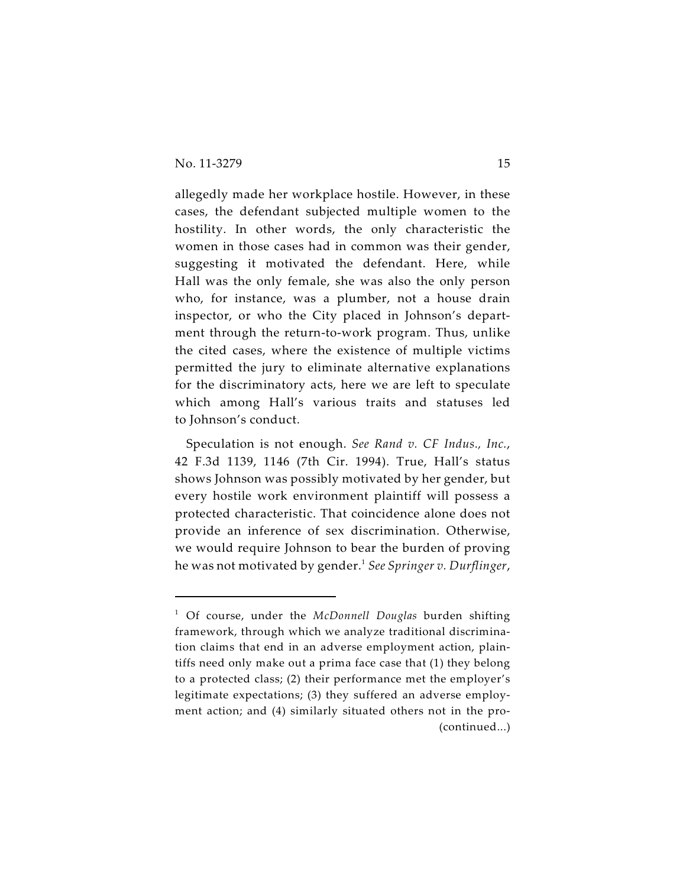allegedly made her workplace hostile. However, in these cases, the defendant subjected multiple women to the hostility. In other words, the only characteristic the women in those cases had in common was their gender, suggesting it motivated the defendant. Here, while Hall was the only female, she was also the only person who, for instance, was a plumber, not a house drain inspector, or who the City placed in Johnson's department through the return-to-work program. Thus, unlike the cited cases, where the existence of multiple victims permitted the jury to eliminate alternative explanations for the discriminatory acts, here we are left to speculate which among Hall's various traits and statuses led to Johnson's conduct.

Speculation is not enough. *See Rand v. CF Indus., Inc.*, 42 F.3d 1139, 1146 (7th Cir. 1994). True, Hall's status shows Johnson was possibly motivated by her gender, but every hostile work environment plaintiff will possess a protected characteristic. That coincidence alone does not provide an inference of sex discrimination. Otherwise, we would require Johnson to bear the burden of proving he was not motivated by gender.[1] *See Springer v. Durflinger*,

---

[1] Of course, under the *McDonnell Douglas* burden shifting framework, through which we analyze traditional discrimination claims that end in an adverse employment action, plaintiffs need only make out a prima face case that (1) they belong to a protected class; (2) their performance met the employer's legitimate expectations; (3) they suffered an adverse employment action; and (4) similarly situated others not in the pro- (continued...)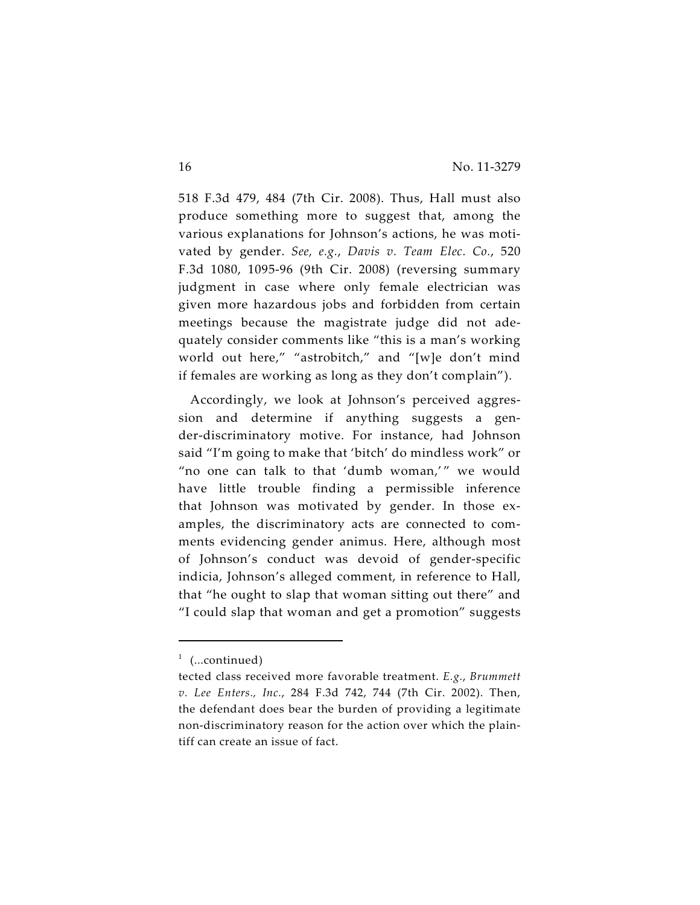518 F.3d 479, 484 (7th Cir. 2008). Thus, Hall must also produce something more to suggest that, among the various explanations for Johnson's actions, he was motivated by gender. *See, e.g.*, *Davis v. Team Elec. Co.*, 520 F.3d 1080, 1095-96 (9th Cir. 2008) (reversing summary judgment in case where only female electrician was given more hazardous jobs and forbidden from certain meetings because the magistrate judge did not adequately consider comments like "this is a man's working world out here," "astrobitch," and "[w]e don't mind if females are working as long as they don't complain").

Accordingly, we look at Johnson's perceived aggression and determine if anything suggests a gender-discriminatory motive. For instance, had Johnson said "I'm going to make that 'bitch' do mindless work" or "no one can talk to that 'dumb woman,'" we would have little trouble finding a permissible inference that Johnson was motivated by gender. In those examples, the discriminatory acts are connected to comments evidencing gender animus. Here, although most of Johnson's conduct was devoid of gender-specific indicia, Johnson's alleged comment, in reference to Hall, that "he ought to slap that woman sitting out there" and "I could slap that woman and get a promotion" suggests

---

[1] (...continued)

tected class received more favorable treatment. *E.g.*, *Brummett v. Lee Enters., Inc.*, 284 F.3d 742, 744 (7th Cir. 2002). Then, the defendant does bear the burden of providing a legitimate non-discriminatory reason for the action over which the plaintiff can create an issue of fact.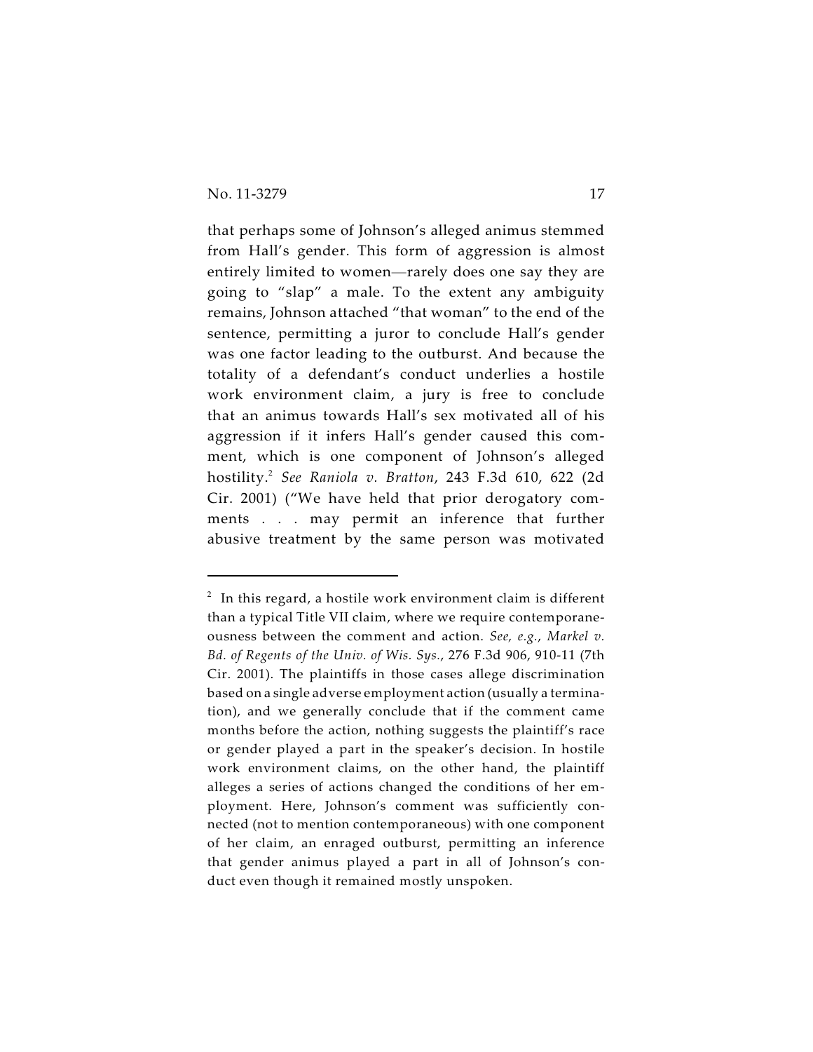that perhaps some of Johnson's alleged animus stemmed from Hall's gender. This form of aggression is almost entirely limited to women—rarely does one say they are going to "slap" a male. To the extent any ambiguity remains, Johnson attached "that woman" to the end of the sentence, permitting a juror to conclude Hall's gender was one factor leading to the outburst. And because the totality of a defendant's conduct underlies a hostile work environment claim, a jury is free to conclude that an animus towards Hall's sex motivated all of his aggression if it infers Hall's gender caused this comment, which is one component of Johnson's alleged hostility.[2] *See Raniola v. Bratton*, 243 F.3d 610, 622 (2d Cir. 2001) ("We have held that prior derogatory comments . . . may permit an inference that further abusive treatment by the same person was motivated

---

[2] In this regard, a hostile work environment claim is different than a typical Title VII claim, where we require contemporaneousness between the comment and action. *See, e.g.*, *Markel v. Bd. of Regents of the Univ. of Wis. Sys.*, 276 F.3d 906, 910-11 (7th Cir. 2001). The plaintiffs in those cases allege discrimination based on a single adverse employment action (usually a termination), and we generally conclude that if the comment came months before the action, nothing suggests the plaintiff's race or gender played a part in the speaker's decision. In hostile work environment claims, on the other hand, the plaintiff alleges a series of actions changed the conditions of her employment. Here, Johnson's comment was sufficiently connected (not to mention contemporaneous) with one component of her claim, an enraged outburst, permitting an inference that gender animus played a part in all of Johnson's conduct even though it remained mostly unspoken.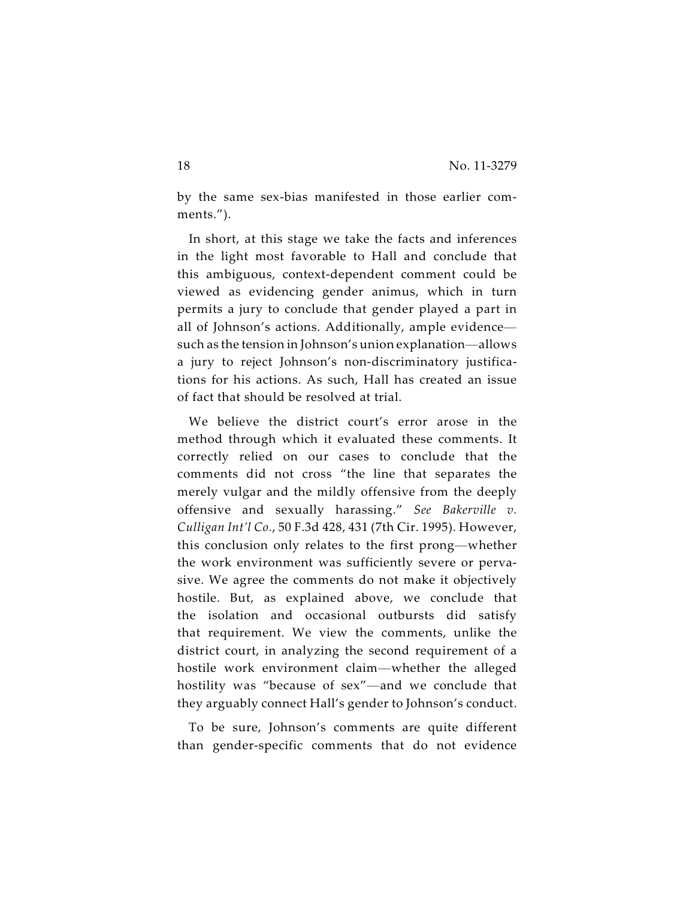by the same sex-bias manifested in those earlier comments.").

In short, at this stage we take the facts and inferences in the light most favorable to Hall and conclude that this ambiguous, context-dependent comment could be viewed as evidencing gender animus, which in turn permits a jury to conclude that gender played a part in all of Johnson's actions. Additionally, ample evidence—such as the tension in Johnson's union explanation—allows a jury to reject Johnson's non-discriminatory justifications for his actions. As such, Hall has created an issue of fact that should be resolved at trial.

We believe the district court's error arose in the method through which it evaluated these comments. It correctly relied on our cases to conclude that the comments did not cross "the line that separates the merely vulgar and the mildly offensive from the deeply offensive and sexually harassing." *See Bakerville v. Culligan Int'l Co.*, 50 F.3d 428, 431 (7th Cir. 1995). However, this conclusion only relates to the first prong—whether the work environment was sufficiently severe or pervasive. We agree the comments do not make it objectively hostile. But, as explained above, we conclude that the isolation and occasional outbursts did satisfy that requirement. We view the comments, unlike the district court, in analyzing the second requirement of a hostile work environment claim—whether the alleged hostility was "because of sex"—and we conclude that they arguably connect Hall's gender to Johnson's conduct.

To be sure, Johnson's comments are quite different than gender-specific comments that do not evidence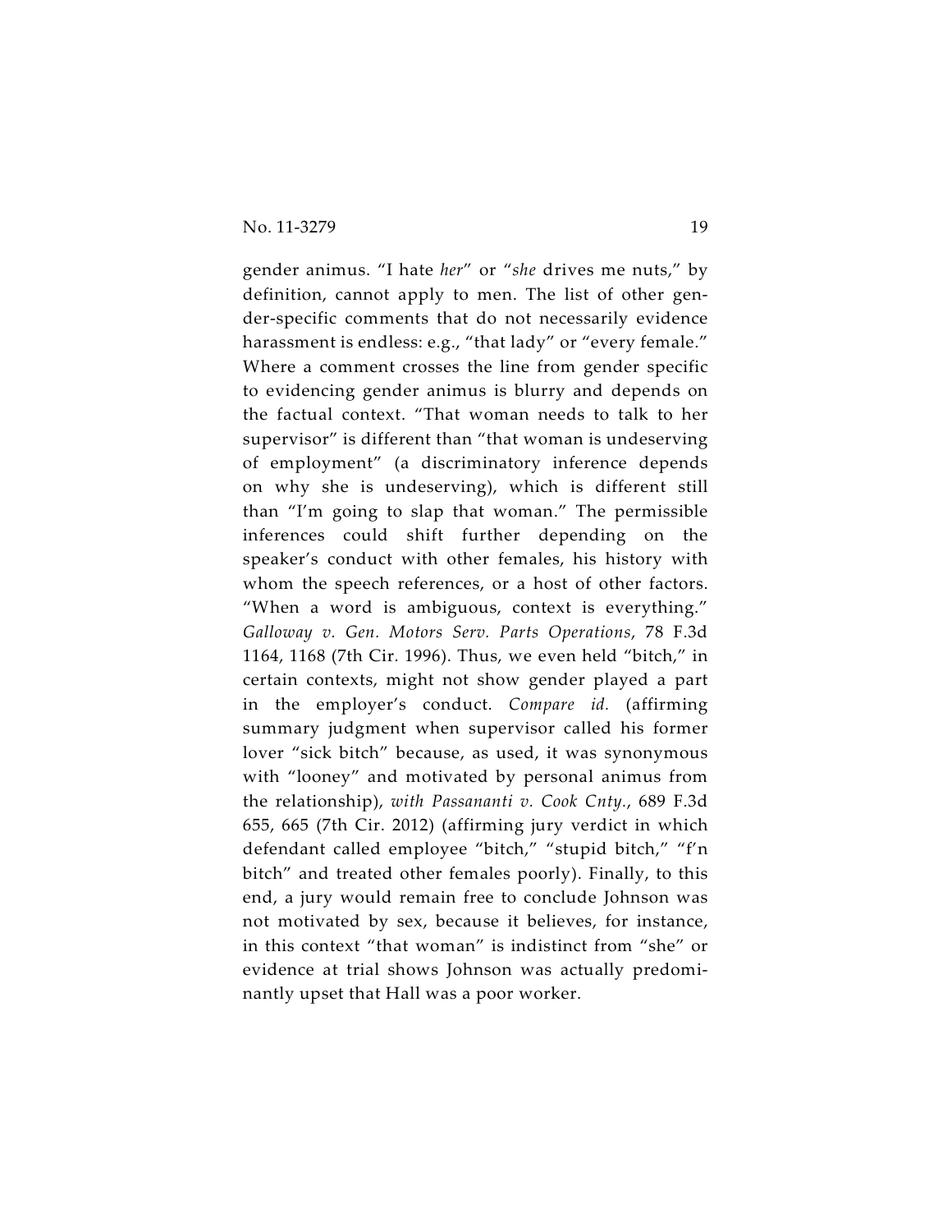gender animus. "I hate *her*" or "*she* drives me nuts," by definition, cannot apply to men. The list of other gender-specific comments that do not necessarily evidence harassment is endless: e.g., "that lady" or "every female." Where a comment crosses the line from gender specific to evidencing gender animus is blurry and depends on the factual context. "That woman needs to talk to her supervisor" is different than "that woman is undeserving of employment" (a discriminatory inference depends on why she is undeserving), which is different still than "I'm going to slap that woman." The permissible inferences could shift further depending on the speaker's conduct with other females, his history with whom the speech references, or a host of other factors. "When a word is ambiguous, context is everything." *Galloway v. Gen. Motors Serv. Parts Operations*, 78 F.3d 1164, 1168 (7th Cir. 1996). Thus, we even held "bitch," in certain contexts, might not show gender played a part in the employer's conduct. *Compare id.* (affirming summary judgment when supervisor called his former lover "sick bitch" because, as used, it was synonymous with "looney" and motivated by personal animus from the relationship), *with Passananti v. Cook Cnty.*, 689 F.3d 655, 665 (7th Cir. 2012) (affirming jury verdict in which defendant called employee "bitch," "stupid bitch," "f'n bitch" and treated other females poorly). Finally, to this end, a jury would remain free to conclude Johnson was not motivated by sex, because it believes, for instance, in this context "that woman" is indistinct from "she" or evidence at trial shows Johnson was actually predominantly upset that Hall was a poor worker.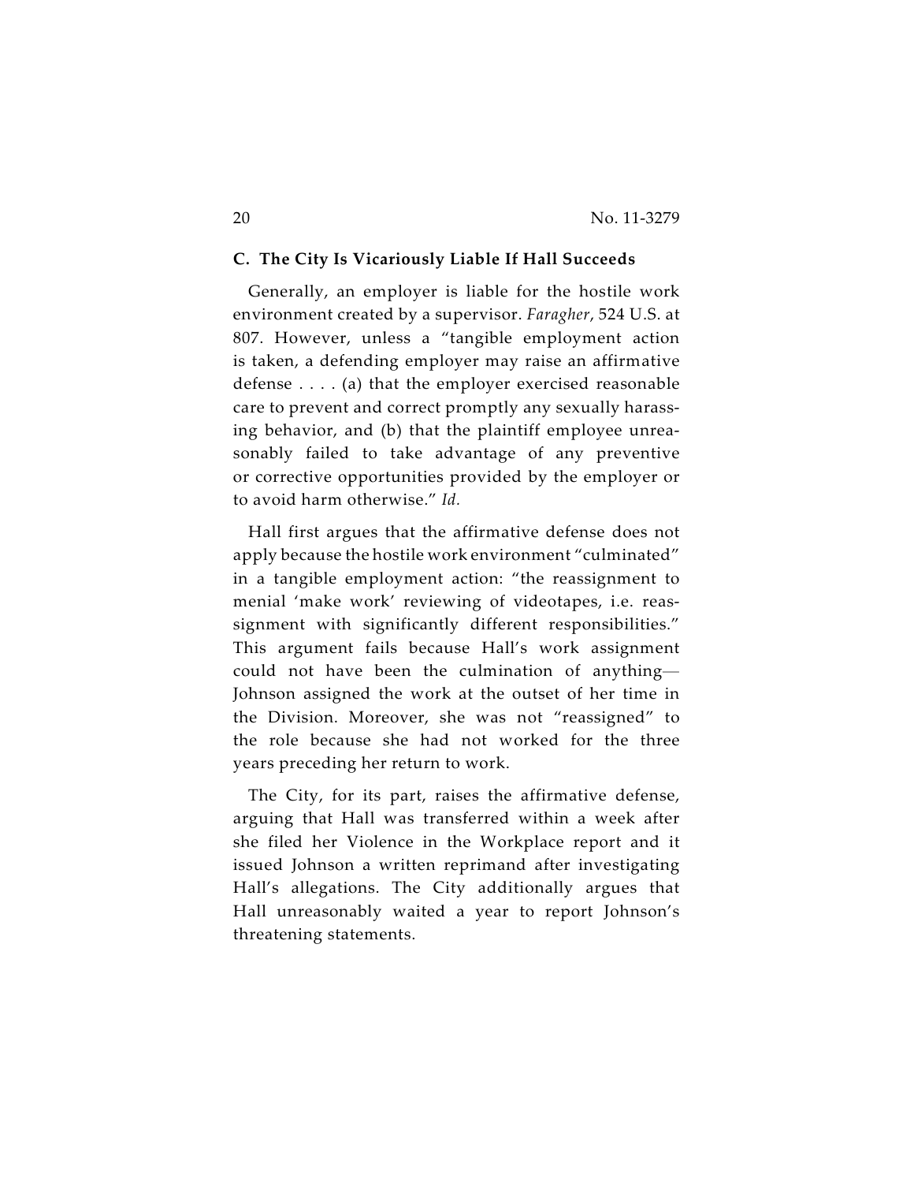### C. The City Is Vicariously Liable If Hall Succeeds

Generally, an employer is liable for the hostile work environment created by a supervisor. *Faragher*, 524 U.S. at 807. However, unless a "tangible employment action is taken, a defending employer may raise an affirmative defense . . . . (a) that the employer exercised reasonable care to prevent and correct promptly any sexually harassing behavior, and (b) that the plaintiff employee unreasonably failed to take advantage of any preventive or corrective opportunities provided by the employer or to avoid harm otherwise." *Id.*

Hall first argues that the affirmative defense does not apply because the hostile work environment "culminated" in a tangible employment action: "the reassignment to menial 'make work' reviewing of videotapes, i.e. reassignment with significantly different responsibilities." This argument fails because Hall's work assignment could not have been the culmination of anything— Johnson assigned the work at the outset of her time in the Division. Moreover, she was not "reassigned" to the role because she had not worked for the three years preceding her return to work.

The City, for its part, raises the affirmative defense, arguing that Hall was transferred within a week after she filed her Violence in the Workplace report and it issued Johnson a written reprimand after investigating Hall's allegations. The City additionally argues that Hall unreasonably waited a year to report Johnson's threatening statements.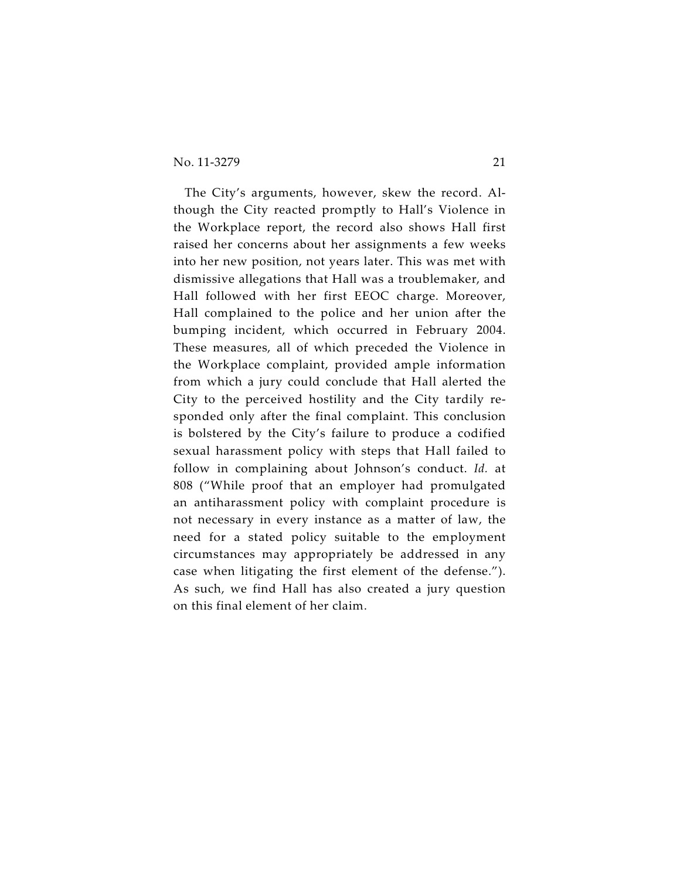The City's arguments, however, skew the record. Although the City reacted promptly to Hall's Violence in the Workplace report, the record also shows Hall first raised her concerns about her assignments a few weeks into her new position, not years later. This was met with dismissive allegations that Hall was a troublemaker, and Hall followed with her first EEOC charge. Moreover, Hall complained to the police and her union after the bumping incident, which occurred in February 2004. These measures, all of which preceded the Violence in the Workplace complaint, provided ample information from which a jury could conclude that Hall alerted the City to the perceived hostility and the City tardily responded only after the final complaint. This conclusion is bolstered by the City's failure to produce a codified sexual harassment policy with steps that Hall failed to follow in complaining about Johnson's conduct. *Id.* at 808 ("While proof that an employer had promulgated an antiharassment policy with complaint procedure is not necessary in every instance as a matter of law, the need for a stated policy suitable to the employment circumstances may appropriately be addressed in any case when litigating the first element of the defense."). As such, we find Hall has also created a jury question on this final element of her claim.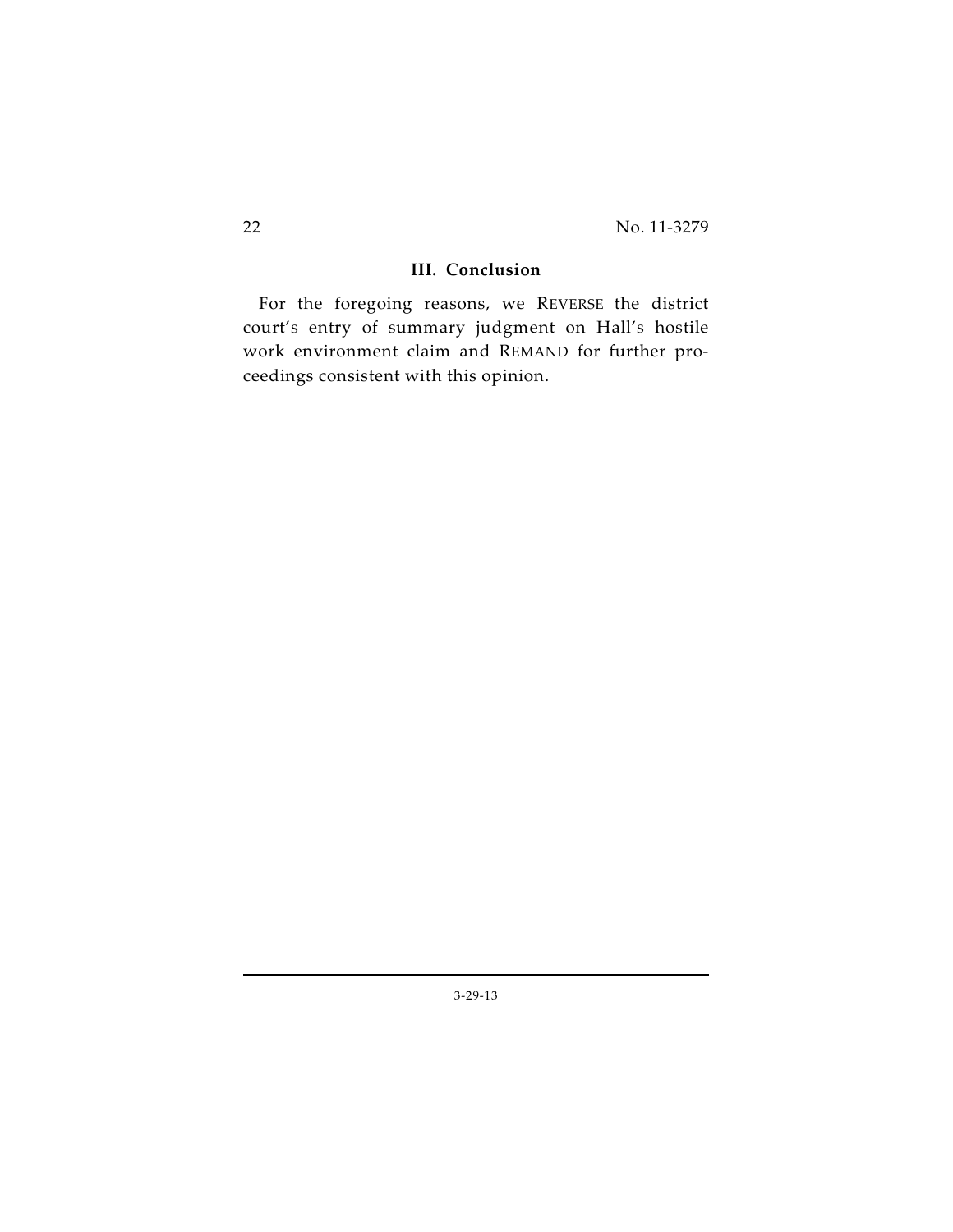### III. Conclusion

For the foregoing reasons, we REVERSE the district court's entry of summary judgment on Hall's hostile work environment claim and REMAND for further proceedings consistent with this opinion.

3-29-13